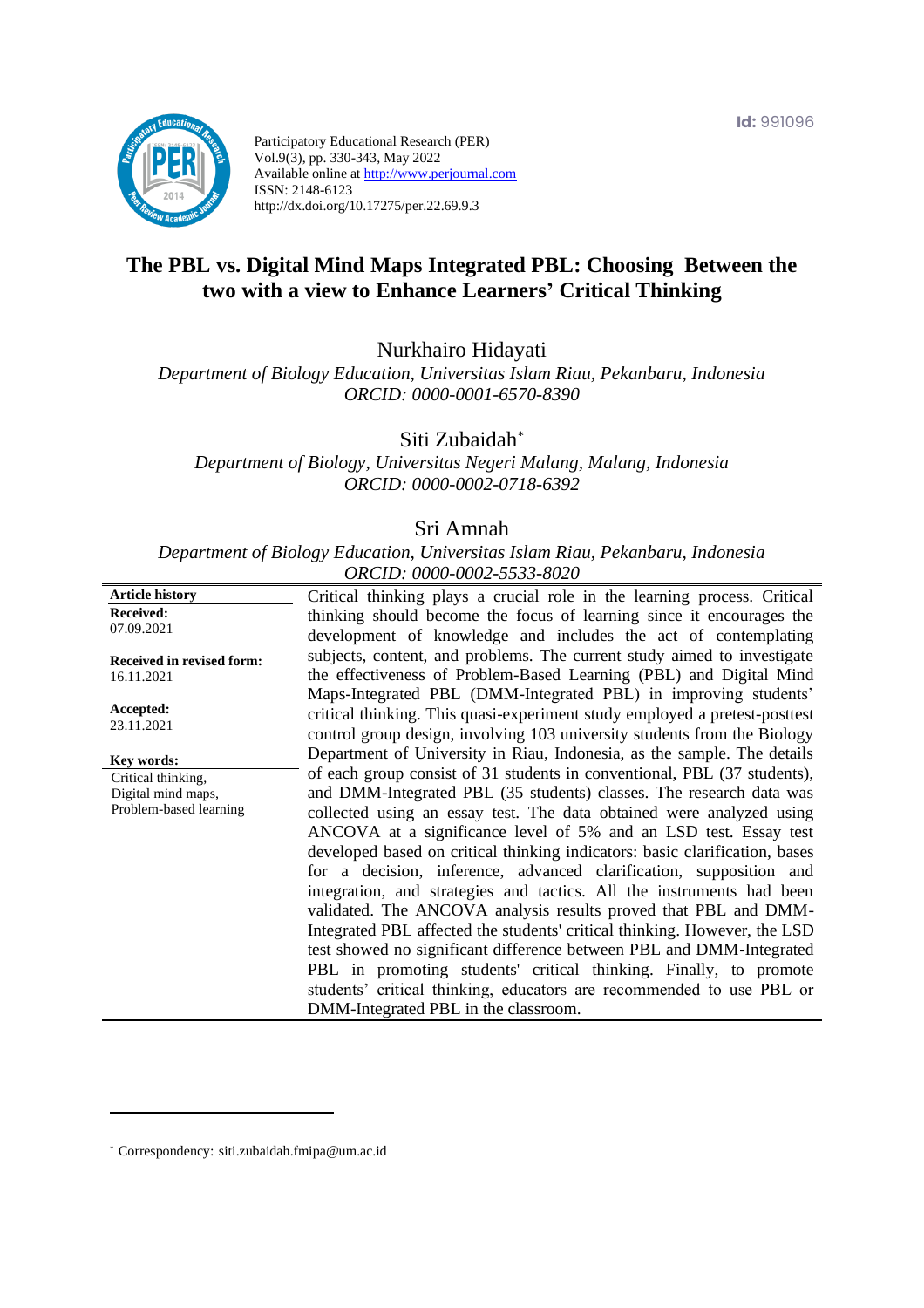Participatory Educational Research (PER)
Vol.9(3), pp. 330-343, May 2022
Available online at http://www.perjournal.com
ISSN: 2148-6123
http://dx.doi.org/10.17275/per.22.69.9.3

Id: 991096

# The PBL vs. Digital Mind Maps Integrated PBL: Choosing Between the two with a view to Enhance Learners' Critical Thinking

Nurkhairo Hidayati
*Department of Biology Education, Universitas Islam Riau, Pekanbaru, Indonesia*
*ORCID: 0000-0001-6570-8390*

Siti Zubaidah*
*Department of Biology, Universitas Negeri Malang, Malang, Indonesia*
*ORCID: 0000-0002-0718-6392*

Sri Amnah
*Department of Biology Education, Universitas Islam Riau, Pekanbaru, Indonesia*
*ORCID: 0000-0002-5533-8020*

**Article history**

**Received:**
07.09.2021

**Received in revised form:**
16.11.2021

**Accepted:**
23.11.2021

**Key words:**
Critical thinking,
Digital mind maps,
Problem-based learning

Critical thinking plays a crucial role in the learning process. Critical thinking should become the focus of learning since it encourages the development of knowledge and includes the act of contemplating subjects, content, and problems. The current study aimed to investigate the effectiveness of Problem-Based Learning (PBL) and Digital Mind Maps-Integrated PBL (DMM-Integrated PBL) in improving students' critical thinking. This quasi-experiment study employed a pretest-posttest control group design, involving 103 university students from the Biology Department of University in Riau, Indonesia, as the sample. The details of each group consist of 31 students in conventional, PBL (37 students), and DMM-Integrated PBL (35 students) classes. The research data was collected using an essay test. The data obtained were analyzed using ANCOVA at a significance level of 5% and an LSD test. Essay test developed based on critical thinking indicators: basic clarification, bases for a decision, inference, advanced clarification, supposition and integration, and strategies and tactics. All the instruments had been validated. The ANCOVA analysis results proved that PBL and DMM-Integrated PBL affected the students' critical thinking. However, the LSD test showed no significant difference between PBL and DMM-Integrated PBL in promoting students' critical thinking. Finally, to promote students' critical thinking, educators are recommended to use PBL or DMM-Integrated PBL in the classroom.

* Correspondency: siti.zubaidah.fmipa@um.ac.id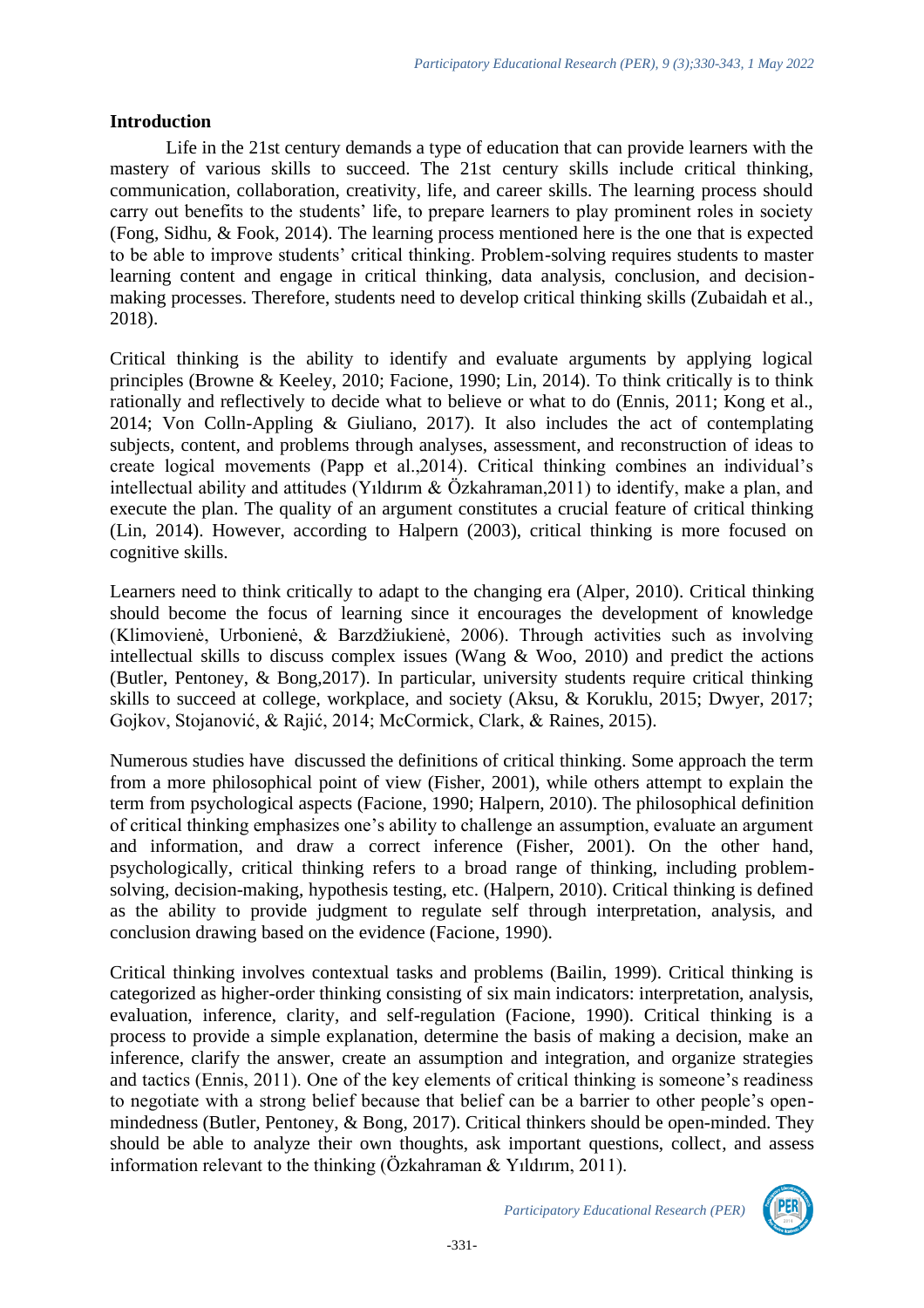## Introduction

Life in the 21st century demands a type of education that can provide learners with the mastery of various skills to succeed. The 21st century skills include critical thinking, communication, collaboration, creativity, life, and career skills. The learning process should carry out benefits to the students' life, to prepare learners to play prominent roles in society (Fong, Sidhu, & Fook, 2014). The learning process mentioned here is the one that is expected to be able to improve students' critical thinking. Problem-solving requires students to master learning content and engage in critical thinking, data analysis, conclusion, and decision-making processes. Therefore, students need to develop critical thinking skills (Zubaidah et al., 2018).

Critical thinking is the ability to identify and evaluate arguments by applying logical principles (Browne & Keeley, 2010; Facione, 1990; Lin, 2014). To think critically is to think rationally and reflectively to decide what to believe or what to do (Ennis, 2011; Kong et al., 2014; Von Colln-Appling & Giuliano, 2017). It also includes the act of contemplating subjects, content, and problems through analyses, assessment, and reconstruction of ideas to create logical movements (Papp et al.,2014). Critical thinking combines an individual's intellectual ability and attitudes (Yıldırım & Özkahraman,2011) to identify, make a plan, and execute the plan. The quality of an argument constitutes a crucial feature of critical thinking (Lin, 2014). However, according to Halpern (2003), critical thinking is more focused on cognitive skills.

Learners need to think critically to adapt to the changing era (Alper, 2010). Critical thinking should become the focus of learning since it encourages the development of knowledge (Klimovienė, Urbonienė, & Barzdžiukienė, 2006). Through activities such as involving intellectual skills to discuss complex issues (Wang & Woo, 2010) and predict the actions (Butler, Pentoney, & Bong,2017). In particular, university students require critical thinking skills to succeed at college, workplace, and society (Aksu, & Koruklu, 2015; Dwyer, 2017; Gojkov, Stojanović, & Rajić, 2014; McCormick, Clark, & Raines, 2015).

Numerous studies have discussed the definitions of critical thinking. Some approach the term from a more philosophical point of view (Fisher, 2001), while others attempt to explain the term from psychological aspects (Facione, 1990; Halpern, 2010). The philosophical definition of critical thinking emphasizes one's ability to challenge an assumption, evaluate an argument and information, and draw a correct inference (Fisher, 2001). On the other hand, psychologically, critical thinking refers to a broad range of thinking, including problem-solving, decision-making, hypothesis testing, etc. (Halpern, 2010). Critical thinking is defined as the ability to provide judgment to regulate self through interpretation, analysis, and conclusion drawing based on the evidence (Facione, 1990).

Critical thinking involves contextual tasks and problems (Bailin, 1999). Critical thinking is categorized as higher-order thinking consisting of six main indicators: interpretation, analysis, evaluation, inference, clarity, and self-regulation (Facione, 1990). Critical thinking is a process to provide a simple explanation, determine the basis of making a decision, make an inference, clarify the answer, create an assumption and integration, and organize strategies and tactics (Ennis, 2011). One of the key elements of critical thinking is someone's readiness to negotiate with a strong belief because that belief can be a barrier to other people's open-mindedness (Butler, Pentoney, & Bong, 2017). Critical thinkers should be open-minded. They should be able to analyze their own thoughts, ask important questions, collect, and assess information relevant to the thinking (Özkahraman & Yıldırım, 2011).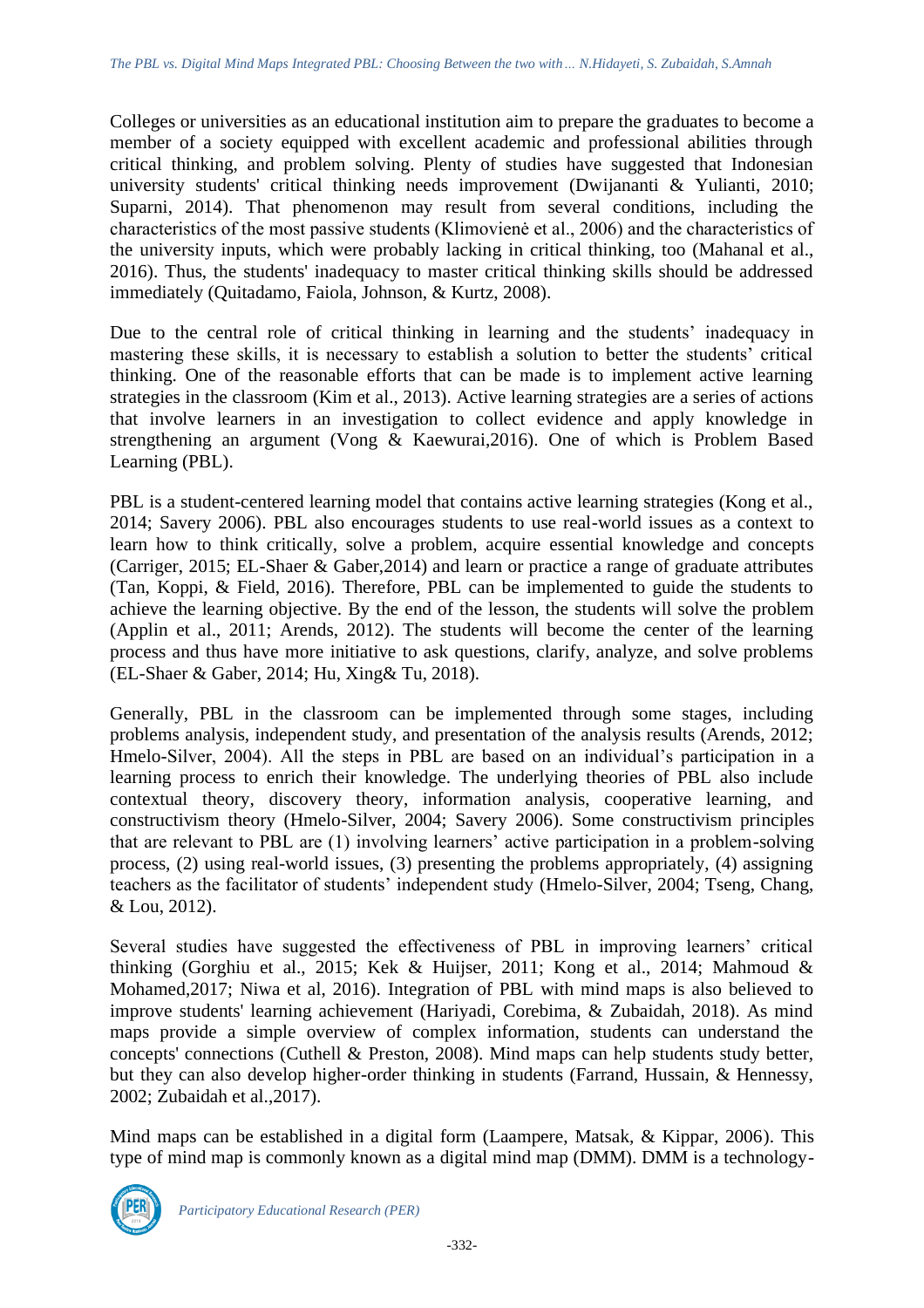Colleges or universities as an educational institution aim to prepare the graduates to become a member of a society equipped with excellent academic and professional abilities through critical thinking, and problem solving. Plenty of studies have suggested that Indonesian university students' critical thinking needs improvement (Dwijananti & Yulianti, 2010; Suparni, 2014). That phenomenon may result from several conditions, including the characteristics of the most passive students (Klimovienė et al., 2006) and the characteristics of the university inputs, which were probably lacking in critical thinking, too (Mahanal et al., 2016). Thus, the students' inadequacy to master critical thinking skills should be addressed immediately (Quitadamo, Faiola, Johnson, & Kurtz, 2008).

Due to the central role of critical thinking in learning and the students' inadequacy in mastering these skills, it is necessary to establish a solution to better the students' critical thinking. One of the reasonable efforts that can be made is to implement active learning strategies in the classroom (Kim et al., 2013). Active learning strategies are a series of actions that involve learners in an investigation to collect evidence and apply knowledge in strengthening an argument (Vong & Kaewurai,2016). One of which is Problem Based Learning (PBL).

PBL is a student-centered learning model that contains active learning strategies (Kong et al., 2014; Savery 2006). PBL also encourages students to use real-world issues as a context to learn how to think critically, solve a problem, acquire essential knowledge and concepts (Carriger, 2015; EL-Shaer & Gaber,2014) and learn or practice a range of graduate attributes (Tan, Koppi, & Field, 2016). Therefore, PBL can be implemented to guide the students to achieve the learning objective. By the end of the lesson, the students will solve the problem (Applin et al., 2011; Arends, 2012). The students will become the center of the learning process and thus have more initiative to ask questions, clarify, analyze, and solve problems (EL-Shaer & Gaber, 2014; Hu, Xing& Tu, 2018).

Generally, PBL in the classroom can be implemented through some stages, including problems analysis, independent study, and presentation of the analysis results (Arends, 2012; Hmelo-Silver, 2004). All the steps in PBL are based on an individual's participation in a learning process to enrich their knowledge. The underlying theories of PBL also include contextual theory, discovery theory, information analysis, cooperative learning, and constructivism theory (Hmelo-Silver, 2004; Savery 2006). Some constructivism principles that are relevant to PBL are (1) involving learners' active participation in a problem-solving process, (2) using real-world issues, (3) presenting the problems appropriately, (4) assigning teachers as the facilitator of students' independent study (Hmelo-Silver, 2004; Tseng, Chang, & Lou, 2012).

Several studies have suggested the effectiveness of PBL in improving learners' critical thinking (Gorghiu et al., 2015; Kek & Huijser, 2011; Kong et al., 2014; Mahmoud & Mohamed,2017; Niwa et al, 2016). Integration of PBL with mind maps is also believed to improve students' learning achievement (Hariyadi, Corebima, & Zubaidah, 2018). As mind maps provide a simple overview of complex information, students can understand the concepts' connections (Cuthell & Preston, 2008). Mind maps can help students study better, but they can also develop higher-order thinking in students (Farrand, Hussain, & Hennessy, 2002; Zubaidah et al.,2017).

Mind maps can be established in a digital form (Laampere, Matsak, & Kippar, 2006). This type of mind map is commonly known as a digital mind map (DMM). DMM is a technology-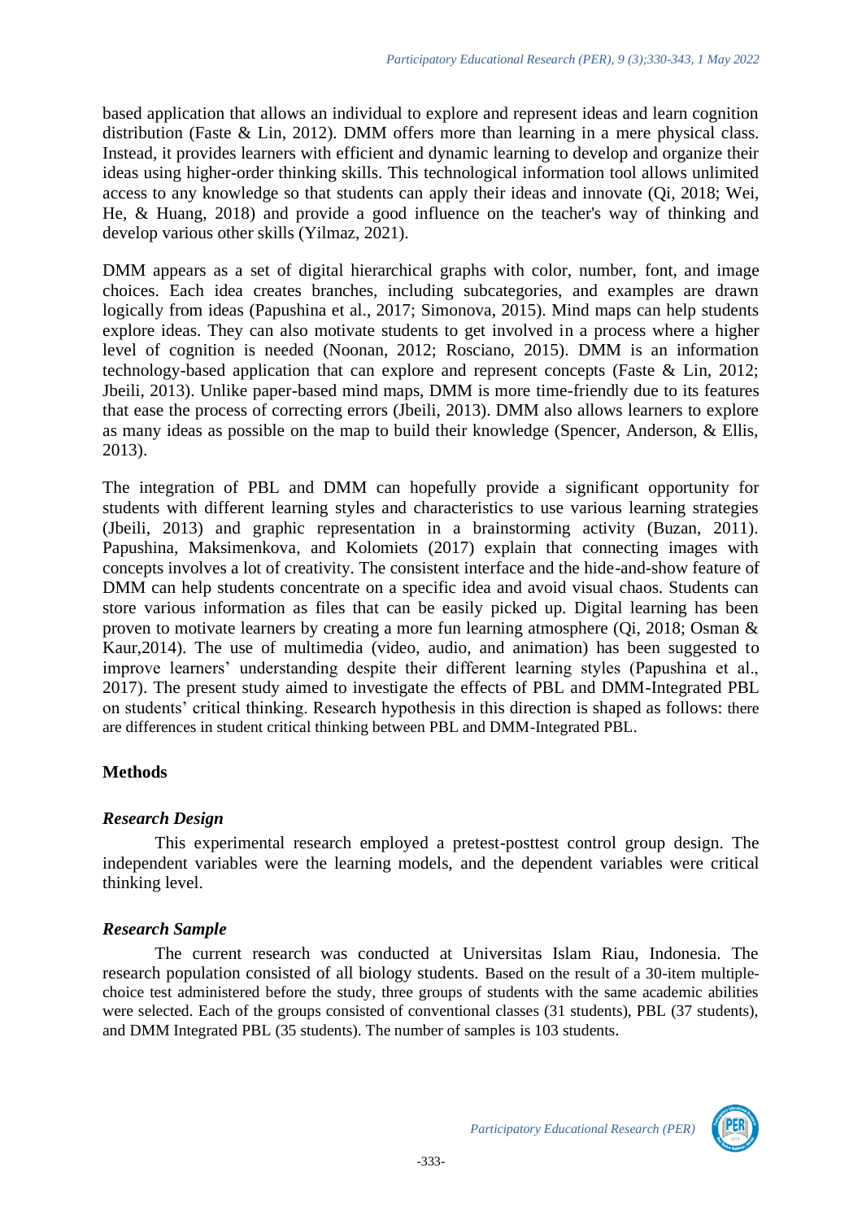based application that allows an individual to explore and represent ideas and learn cognition distribution (Faste & Lin, 2012). DMM offers more than learning in a mere physical class. Instead, it provides learners with efficient and dynamic learning to develop and organize their ideas using higher-order thinking skills. This technological information tool allows unlimited access to any knowledge so that students can apply their ideas and innovate (Qi, 2018; Wei, He, & Huang, 2018) and provide a good influence on the teacher's way of thinking and develop various other skills (Yilmaz, 2021).

DMM appears as a set of digital hierarchical graphs with color, number, font, and image choices. Each idea creates branches, including subcategories, and examples are drawn logically from ideas (Papushina et al., 2017; Simonova, 2015). Mind maps can help students explore ideas. They can also motivate students to get involved in a process where a higher level of cognition is needed (Noonan, 2012; Rosciano, 2015). DMM is an information technology-based application that can explore and represent concepts (Faste & Lin, 2012; Jbeili, 2013). Unlike paper-based mind maps, DMM is more time-friendly due to its features that ease the process of correcting errors (Jbeili, 2013). DMM also allows learners to explore as many ideas as possible on the map to build their knowledge (Spencer, Anderson, & Ellis, 2013).

The integration of PBL and DMM can hopefully provide a significant opportunity for students with different learning styles and characteristics to use various learning strategies (Jbeili, 2013) and graphic representation in a brainstorming activity (Buzan, 2011). Papushina, Maksimenkova, and Kolomiets (2017) explain that connecting images with concepts involves a lot of creativity. The consistent interface and the hide-and-show feature of DMM can help students concentrate on a specific idea and avoid visual chaos. Students can store various information as files that can be easily picked up. Digital learning has been proven to motivate learners by creating a more fun learning atmosphere (Qi, 2018; Osman & Kaur,2014). The use of multimedia (video, audio, and animation) has been suggested to improve learners' understanding despite their different learning styles (Papushina et al., 2017). The present study aimed to investigate the effects of PBL and DMM-Integrated PBL on students' critical thinking. Research hypothesis in this direction is shaped as follows: there are differences in student critical thinking between PBL and DMM-Integrated PBL.

## Methods

### *Research Design*

This experimental research employed a pretest-posttest control group design. The independent variables were the learning models, and the dependent variables were critical thinking level.

### *Research Sample*

The current research was conducted at Universitas Islam Riau, Indonesia. The research population consisted of all biology students. Based on the result of a 30-item multiple-choice test administered before the study, three groups of students with the same academic abilities were selected. Each of the groups consisted of conventional classes (31 students), PBL (37 students), and DMM Integrated PBL (35 students). The number of samples is 103 students.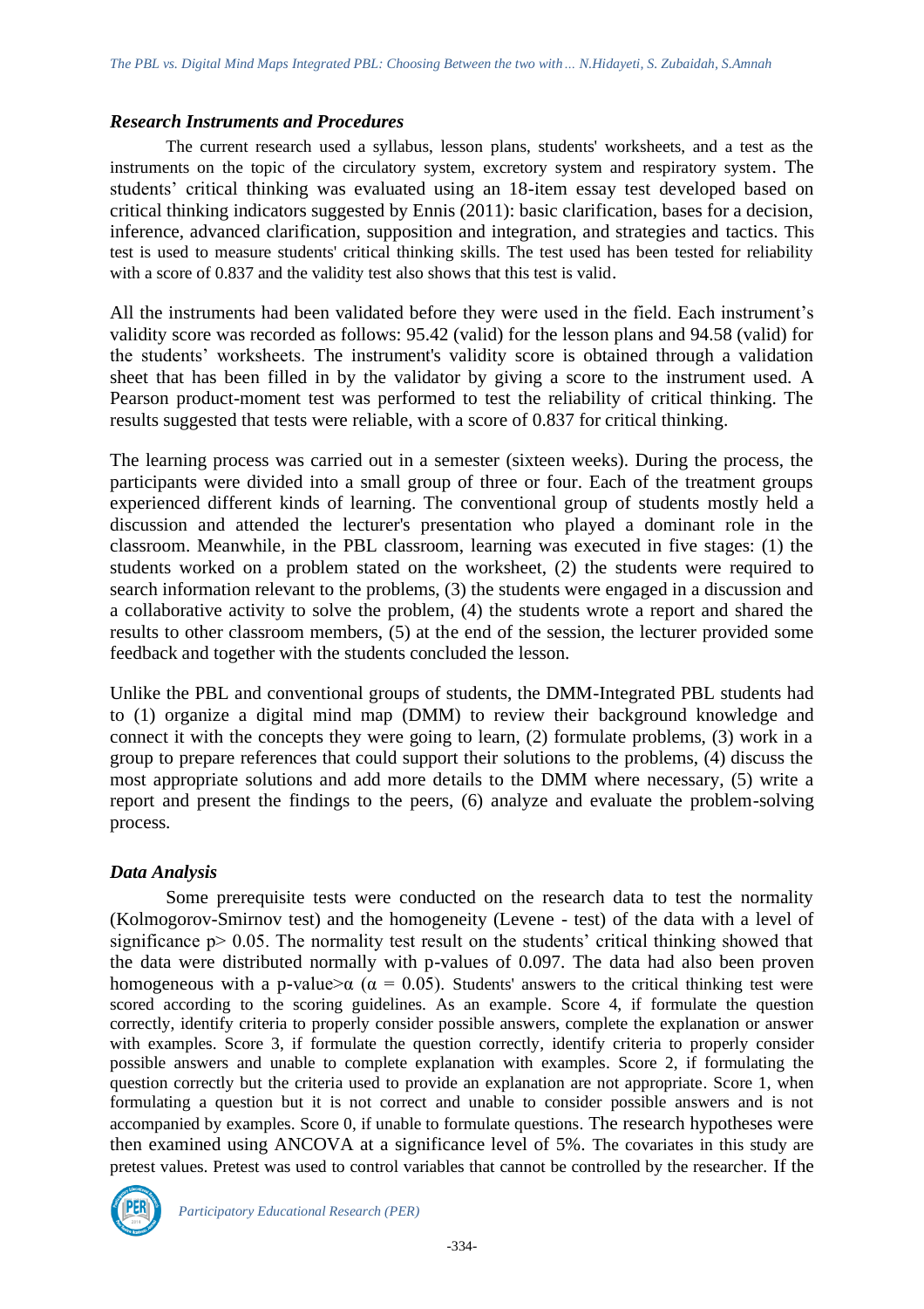### *Research Instruments and Procedures*

The current research used a syllabus, lesson plans, students' worksheets, and a test as the instruments on the topic of the circulatory system, excretory system and respiratory system. The students' critical thinking was evaluated using an 18-item essay test developed based on critical thinking indicators suggested by Ennis (2011): basic clarification, bases for a decision, inference, advanced clarification, supposition and integration, and strategies and tactics. This test is used to measure students' critical thinking skills. The test used has been tested for reliability with a score of 0.837 and the validity test also shows that this test is valid.

All the instruments had been validated before they were used in the field. Each instrument's validity score was recorded as follows: 95.42 (valid) for the lesson plans and 94.58 (valid) for the students' worksheets. The instrument's validity score is obtained through a validation sheet that has been filled in by the validator by giving a score to the instrument used. A Pearson product-moment test was performed to test the reliability of critical thinking. The results suggested that tests were reliable, with a score of 0.837 for critical thinking.

The learning process was carried out in a semester (sixteen weeks). During the process, the participants were divided into a small group of three or four. Each of the treatment groups experienced different kinds of learning. The conventional group of students mostly held a discussion and attended the lecturer's presentation who played a dominant role in the classroom. Meanwhile, in the PBL classroom, learning was executed in five stages: (1) the students worked on a problem stated on the worksheet, (2) the students were required to search information relevant to the problems, (3) the students were engaged in a discussion and a collaborative activity to solve the problem, (4) the students wrote a report and shared the results to other classroom members, (5) at the end of the session, the lecturer provided some feedback and together with the students concluded the lesson.

Unlike the PBL and conventional groups of students, the DMM-Integrated PBL students had to (1) organize a digital mind map (DMM) to review their background knowledge and connect it with the concepts they were going to learn, (2) formulate problems, (3) work in a group to prepare references that could support their solutions to the problems, (4) discuss the most appropriate solutions and add more details to the DMM where necessary, (5) write a report and present the findings to the peers, (6) analyze and evaluate the problem-solving process.

### *Data Analysis*

Some prerequisite tests were conducted on the research data to test the normality (Kolmogorov-Smirnov test) and the homogeneity (Levene - test) of the data with a level of significance $p > 0.05$. The normality test result on the students' critical thinking showed that the data were distributed normally with p-values of 0.097. The data had also been proven homogeneous with a p-value$>\alpha$ ($\alpha = 0.05$). Students' answers to the critical thinking test were scored according to the scoring guidelines. As an example. Score 4, if formulate the question correctly, identify criteria to properly consider possible answers, complete the explanation or answer with examples. Score 3, if formulate the question correctly, identify criteria to properly consider possible answers and unable to complete explanation with examples. Score 2, if formulating the question correctly but the criteria used to provide an explanation are not appropriate. Score 1, when formulating a question but it is not correct and unable to consider possible answers and is not accompanied by examples. Score 0, if unable to formulate questions. The research hypotheses were then examined using ANCOVA at a significance level of 5%. The covariates in this study are pretest values. Pretest was used to control variables that cannot be controlled by the researcher. If the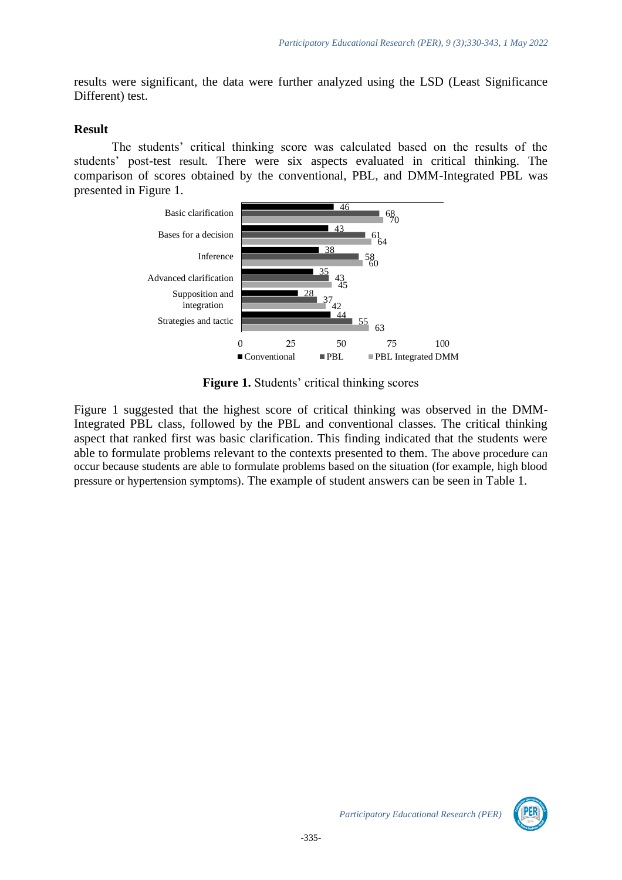results were significant, the data were further analyzed using the LSD (Least Significance Different) test.

**Result**

The students' critical thinking score was calculated based on the results of the students' post-test result. There were six aspects evaluated in critical thinking. The comparison of scores obtained by the conventional, PBL, and DMM-Integrated PBL was presented in Figure 1.

| Aspect | Conventional | PBL | PBL Integrated DMM |
|---|---|---|---|
| Basic clarification | 46 | 68 | 70 |
| Bases for a decision | 43 | 61 | 64 |
| Inference | 38 | 58 | 60 |
| Advanced clarification | 35 | 43 | 45 |
| Supposition and integration | 28 | 37 | 42 |
| Strategies and tactic | 44 | 55 | 63 |

**Figure 1.** Students' critical thinking scores

Figure 1 suggested that the highest score of critical thinking was observed in the DMM-Integrated PBL class, followed by the PBL and conventional classes. The critical thinking aspect that ranked first was basic clarification. This finding indicated that the students were able to formulate problems relevant to the contexts presented to them. The above procedure can occur because students are able to formulate problems based on the situation (for example, high blood pressure or hypertension symptoms). The example of student answers can be seen in Table 1.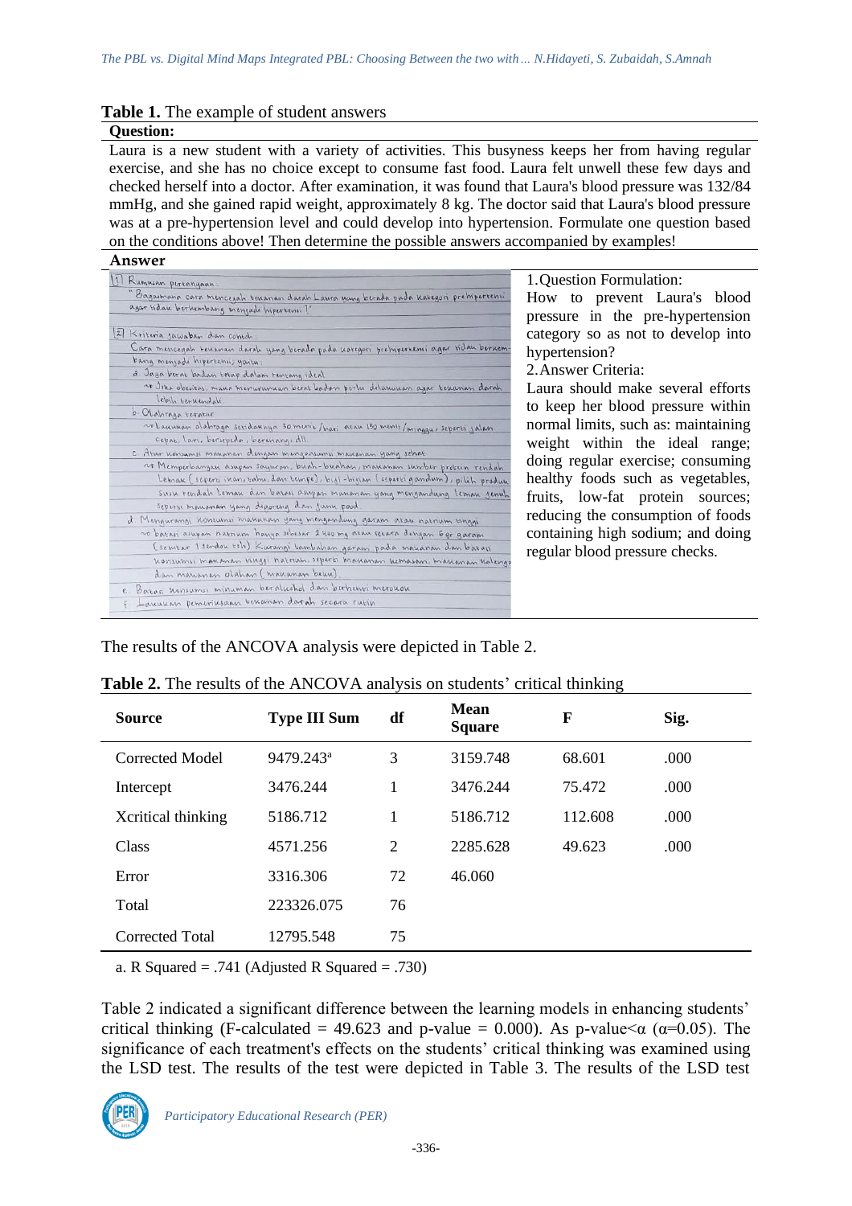**Table 1.** The example of student answers

| **Question:** | |
|---|---|
| Laura is a new student with a variety of activities. This busyness keeps her from having regular exercise, and she has no choice except to consume fast food. Laura felt unwell these few days and checked herself into a doctor. After examination, it was found that Laura's blood pressure was 132/84 mmHg, and she gained rapid weight, approximately 8 kg. The doctor said that Laura's blood pressure was at a pre-hypertension level and could develop into hypertension. Formulate one question based on the conditions above! Then determine the possible answers accompanied by examples! | |
| **Answer** | |
| [1] Rumusan pertanyaan: "Bagaimana cara mencegah tekanan darah Laura yang berada pada kategori prehipertensi agar tidak berkembang menjadi hipertensi?" [2] Kriteria jawaban dan contoh: Cara mencegah tekanan darah yang berada pada kategori prehipertensi agar tidak berkembang menjadi hipertensi, yaitu: a. Jaga berat badan tetap dalam rentang ideal → Jika obesitas, maka menurunkan berat badan perlu dilakukan agar tekanan darah lebih terkendali. b. Olahraga teratur → Lakukan olahraga setidaknya 30 menit/hari atau 150 menit/minggu, seperti jalan cepat, lari, bersepeda, berenang, dll. c. Atur konsumsi makanan dengan mengonsumsi makanan yang sehat → Memperbanyak asupan sayuran, buah-buahan, makanan sumber protein rendah lemak (seperti ikan, tahu, dan tempe), biji-bijian (seperti gandum), pilih produk susu rendah lemak dan batasi asupan makanan yang mengandung lemak jenuh seperti makanan yang digoreng dan junk food. d. Mengurangi konsumsi makanan yang mengandung garam atau natrium tinggi → batasi asupan natrium hanya sebesar 2.400 mg atau setara dengan 6 gr garam (sekitar 1 sendok teh). Kurangi tambahan garam pada makanan dan batasi konsumsi makanan tinggi natrium, seperti makanan kemasan, makanan kalengan dan makanan olahan (makanan beku). e. Batasi konsumsi minuman beralkohol dan berhenti merokok f. Lakukan pemeriksaan tekanan darah secara rutin | 1. Question Formulation: How to prevent Laura's blood pressure in the pre-hypertension category so as not to develop into hypertension? 2. Answer Criteria: Laura should make several efforts to keep her blood pressure within normal limits, such as: maintaining weight within the ideal range; doing regular exercise; consuming healthy foods such as vegetables, fruits, low-fat protein sources; reducing the consumption of foods containing high sodium; and doing regular blood pressure checks. |

The results of the ANCOVA analysis were depicted in Table 2.

**Table 2.** The results of the ANCOVA analysis on students' critical thinking

| Source | Type III Sum | df | Mean Square | F | Sig. |
|---|---|---|---|---|---|
| Corrected Model | 9479.243[a] | 3 | 3159.748 | 68.601 | .000 |
| Intercept | 3476.244 | 1 | 3476.244 | 75.472 | .000 |
| Xcritical thinking | 5186.712 | 1 | 5186.712 | 112.608 | .000 |
| Class | 4571.256 | 2 | 2285.628 | 49.623 | .000 |
| Error | 3316.306 | 72 | 46.060 | | |
| Total | 223326.075 | 76 | | | |
| Corrected Total | 12795.548 | 75 | | | |

a. R Squared = .741 (Adjusted R Squared = .730)

Table 2 indicated a significant difference between the learning models in enhancing students' critical thinking (F-calculated = 49.623 and p-value = 0.000). As p-value<$\alpha$ ($\alpha$=0.05). The significance of each treatment's effects on the students' critical thinking was examined using the LSD test. The results of the test were depicted in Table 3. The results of the LSD test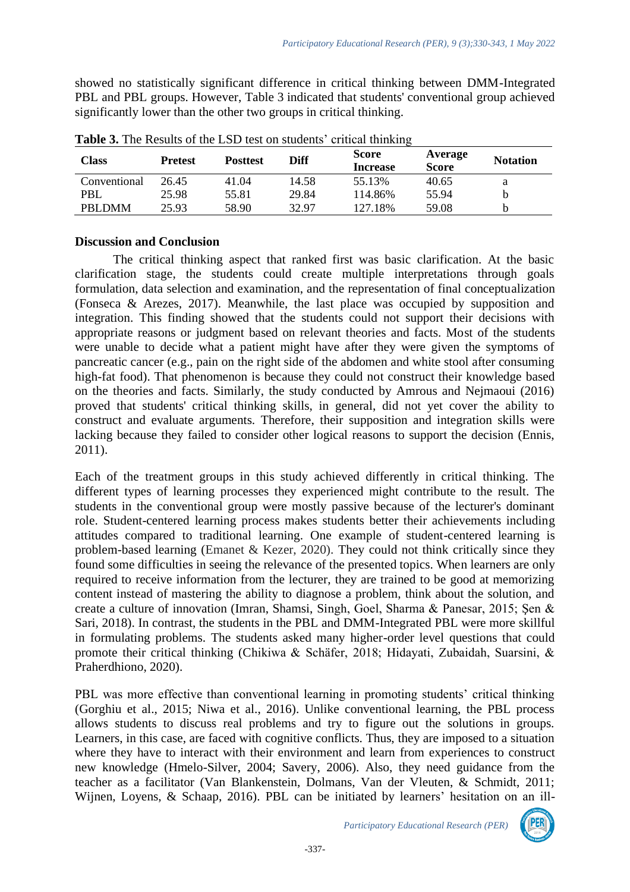showed no statistically significant difference in critical thinking between DMM-Integrated PBL and PBL groups. However, Table 3 indicated that students' conventional group achieved significantly lower than the other two groups in critical thinking.

**Table 3.** The Results of the LSD test on students' critical thinking

| Class | Pretest | Posttest | Diff | Score Increase | Average Score | Notation |
|---|---|---|---|---|---|---|
| Conventional | 26.45 | 41.04 | 14.58 | 55.13% | 40.65 | a |
| PBL | 25.98 | 55.81 | 29.84 | 114.86% | 55.94 | b |
| PBLDMM | 25.93 | 58.90 | 32.97 | 127.18% | 59.08 | b |

## Discussion and Conclusion

The critical thinking aspect that ranked first was basic clarification. At the basic clarification stage, the students could create multiple interpretations through goals formulation, data selection and examination, and the representation of final conceptualization (Fonseca & Arezes, 2017). Meanwhile, the last place was occupied by supposition and integration. This finding showed that the students could not support their decisions with appropriate reasons or judgment based on relevant theories and facts. Most of the students were unable to decide what a patient might have after they were given the symptoms of pancreatic cancer (e.g., pain on the right side of the abdomen and white stool after consuming high-fat food). That phenomenon is because they could not construct their knowledge based on the theories and facts. Similarly, the study conducted by Amrous and Nejmaoui (2016) proved that students' critical thinking skills, in general, did not yet cover the ability to construct and evaluate arguments. Therefore, their supposition and integration skills were lacking because they failed to consider other logical reasons to support the decision (Ennis, 2011).

Each of the treatment groups in this study achieved differently in critical thinking. The different types of learning processes they experienced might contribute to the result. The students in the conventional group were mostly passive because of the lecturer's dominant role. Student-centered learning process makes students better their achievements including attitudes compared to traditional learning. One example of student-centered learning is problem-based learning (Emanet & Kezer, 2020). They could not think critically since they found some difficulties in seeing the relevance of the presented topics. When learners are only required to receive information from the lecturer, they are trained to be good at memorizing content instead of mastering the ability to diagnose a problem, think about the solution, and create a culture of innovation (Imran, Shamsi, Singh, Goel, Sharma & Panesar, 2015; Şen & Sari, 2018). In contrast, the students in the PBL and DMM-Integrated PBL were more skillful in formulating problems. The students asked many higher-order level questions that could promote their critical thinking (Chikiwa & Schäfer, 2018; Hidayati, Zubaidah, Suarsini, & Praherdhiono, 2020).

PBL was more effective than conventional learning in promoting students' critical thinking (Gorghiu et al., 2015; Niwa et al., 2016). Unlike conventional learning, the PBL process allows students to discuss real problems and try to figure out the solutions in groups. Learners, in this case, are faced with cognitive conflicts. Thus, they are imposed to a situation where they have to interact with their environment and learn from experiences to construct new knowledge (Hmelo-Silver, 2004; Savery, 2006). Also, they need guidance from the teacher as a facilitator (Van Blankenstein, Dolmans, Van der Vleuten, & Schmidt, 2011; Wijnen, Loyens, & Schaap, 2016). PBL can be initiated by learners' hesitation on an ill-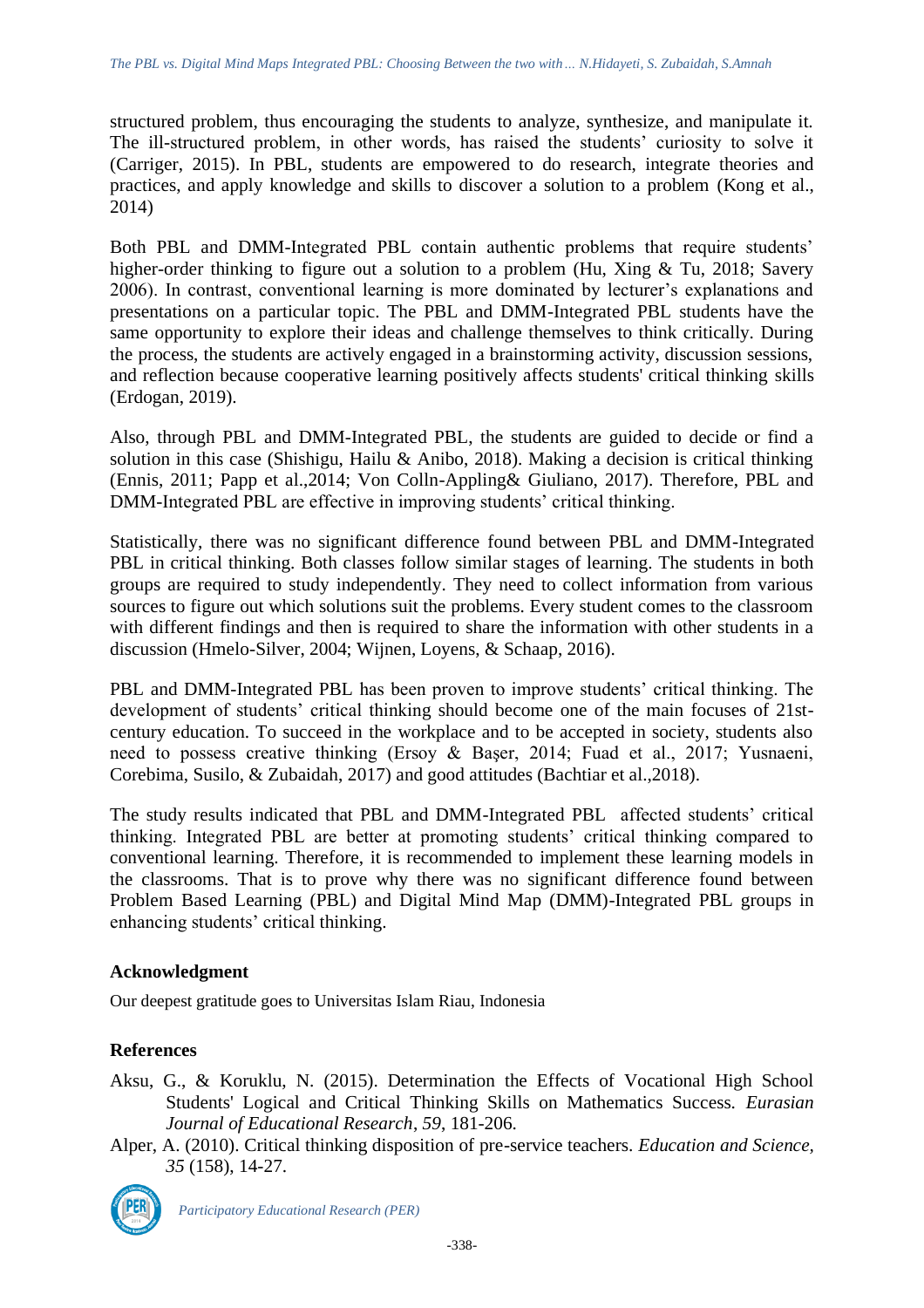structured problem, thus encouraging the students to analyze, synthesize, and manipulate it. The ill-structured problem, in other words, has raised the students' curiosity to solve it (Carriger, 2015). In PBL, students are empowered to do research, integrate theories and practices, and apply knowledge and skills to discover a solution to a problem (Kong et al., 2014)

Both PBL and DMM-Integrated PBL contain authentic problems that require students' higher-order thinking to figure out a solution to a problem (Hu, Xing & Tu, 2018; Savery 2006). In contrast, conventional learning is more dominated by lecturer's explanations and presentations on a particular topic. The PBL and DMM-Integrated PBL students have the same opportunity to explore their ideas and challenge themselves to think critically. During the process, the students are actively engaged in a brainstorming activity, discussion sessions, and reflection because cooperative learning positively affects students' critical thinking skills (Erdogan, 2019).

Also, through PBL and DMM-Integrated PBL, the students are guided to decide or find a solution in this case (Shishigu, Hailu & Anibo, 2018). Making a decision is critical thinking (Ennis, 2011; Papp et al.,2014; Von Colln-Appling& Giuliano, 2017). Therefore, PBL and DMM-Integrated PBL are effective in improving students' critical thinking.

Statistically, there was no significant difference found between PBL and DMM-Integrated PBL in critical thinking. Both classes follow similar stages of learning. The students in both groups are required to study independently. They need to collect information from various sources to figure out which solutions suit the problems. Every student comes to the classroom with different findings and then is required to share the information with other students in a discussion (Hmelo-Silver, 2004; Wijnen, Loyens, & Schaap, 2016).

PBL and DMM-Integrated PBL has been proven to improve students' critical thinking. The development of students' critical thinking should become one of the main focuses of 21st-century education. To succeed in the workplace and to be accepted in society, students also need to possess creative thinking (Ersoy & Başer, 2014; Fuad et al., 2017; Yusnaeni, Corebima, Susilo, & Zubaidah, 2017) and good attitudes (Bachtiar et al.,2018).

The study results indicated that PBL and DMM-Integrated PBL affected students' critical thinking. Integrated PBL are better at promoting students' critical thinking compared to conventional learning. Therefore, it is recommended to implement these learning models in the classrooms. That is to prove why there was no significant difference found between Problem Based Learning (PBL) and Digital Mind Map (DMM)-Integrated PBL groups in enhancing students' critical thinking.

## Acknowledgment

Our deepest gratitude goes to Universitas Islam Riau, Indonesia

## References

Aksu, G., & Koruklu, N. (2015). Determination the Effects of Vocational High School Students' Logical and Critical Thinking Skills on Mathematics Success. *Eurasian Journal of Educational Research*, *59*, 181-206.

Alper, A. (2010). Critical thinking disposition of pre-service teachers. *Education and Science*, *35* (158), 14-27.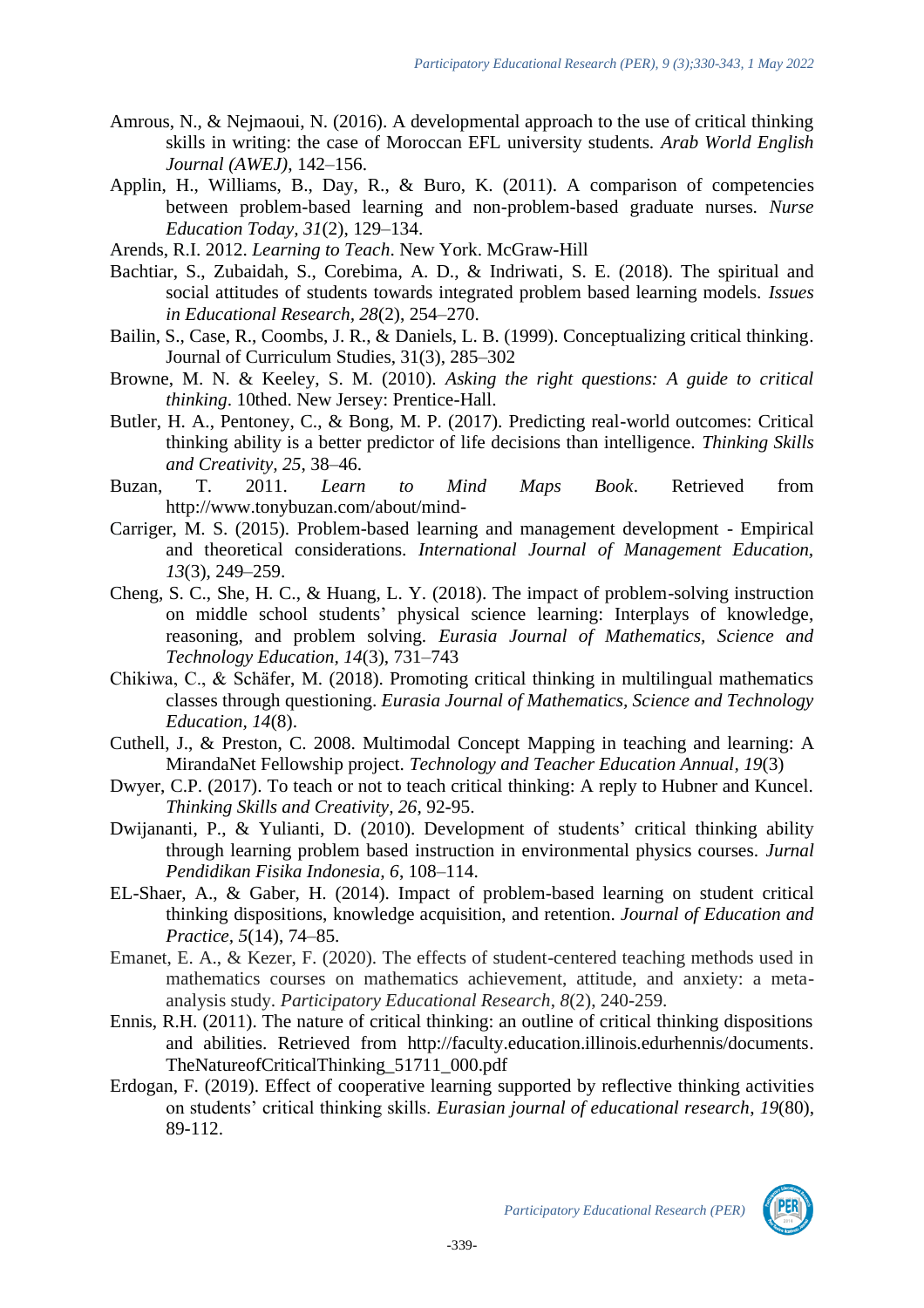Amrous, N., & Nejmaoui, N. (2016). A developmental approach to the use of critical thinking skills in writing: the case of Moroccan EFL university students. *Arab World English Journal (AWEJ)*, 142–156.

Applin, H., Williams, B., Day, R., & Buro, K. (2011). A comparison of competencies between problem-based learning and non-problem-based graduate nurses. *Nurse Education Today*, *31*(2), 129–134.

Arends, R.I. 2012. *Learning to Teach*. New York. McGraw-Hill

Bachtiar, S., Zubaidah, S., Corebima, A. D., & Indriwati, S. E. (2018). The spiritual and social attitudes of students towards integrated problem based learning models. *Issues in Educational Research*, *28*(2), 254–270.

Bailin, S., Case, R., Coombs, J. R., & Daniels, L. B. (1999). Conceptualizing critical thinking. Journal of Curriculum Studies, 31(3), 285–302

Browne, M. N. & Keeley, S. M. (2010). *Asking the right questions: A guide to critical thinking*. 10thed. New Jersey: Prentice-Hall.

Butler, H. A., Pentoney, C., & Bong, M. P. (2017). Predicting real-world outcomes: Critical thinking ability is a better predictor of life decisions than intelligence. *Thinking Skills and Creativity*, *25*, 38–46.

Buzan, T. 2011. *Learn to Mind Maps Book*. Retrieved from http://www.tonybuzan.com/about/mind-

Carriger, M. S. (2015). Problem-based learning and management development - Empirical and theoretical considerations. *International Journal of Management Education*, *13*(3), 249–259.

Cheng, S. C., She, H. C., & Huang, L. Y. (2018). The impact of problem-solving instruction on middle school students' physical science learning: Interplays of knowledge, reasoning, and problem solving. *Eurasia Journal of Mathematics, Science and Technology Education*, *14*(3), 731–743

Chikiwa, C., & Schäfer, M. (2018). Promoting critical thinking in multilingual mathematics classes through questioning. *Eurasia Journal of Mathematics, Science and Technology Education*, *14*(8).

Cuthell, J., & Preston, C. 2008. Multimodal Concept Mapping in teaching and learning: A MirandaNet Fellowship project. *Technology and Teacher Education Annual*, *19*(3)

Dwyer, C.P. (2017). To teach or not to teach critical thinking: A reply to Hubner and Kuncel. *Thinking Skills and Creativity*, *26*, 92-95.

Dwijananti, P., & Yulianti, D. (2010). Development of students' critical thinking ability through learning problem based instruction in environmental physics courses. *Jurnal Pendidikan Fisika Indonesia*, *6*, 108–114.

EL-Shaer, A., & Gaber, H. (2014). Impact of problem-based learning on student critical thinking dispositions, knowledge acquisition, and retention. *Journal of Education and Practice*, *5*(14), 74–85.

Emanet, E. A., & Kezer, F. (2020). The effects of student-centered teaching methods used in mathematics courses on mathematics achievement, attitude, and anxiety: a meta-analysis study. *Participatory Educational Research*, *8*(2), 240-259.

Ennis, R.H. (2011). The nature of critical thinking: an outline of critical thinking dispositions and abilities. Retrieved from http://faculty.education.illinois.edurhennis/documents. TheNatureofCriticalThinking_51711_000.pdf

Erdogan, F. (2019). Effect of cooperative learning supported by reflective thinking activities on students' critical thinking skills. *Eurasian journal of educational research*, *19*(80), 89-112.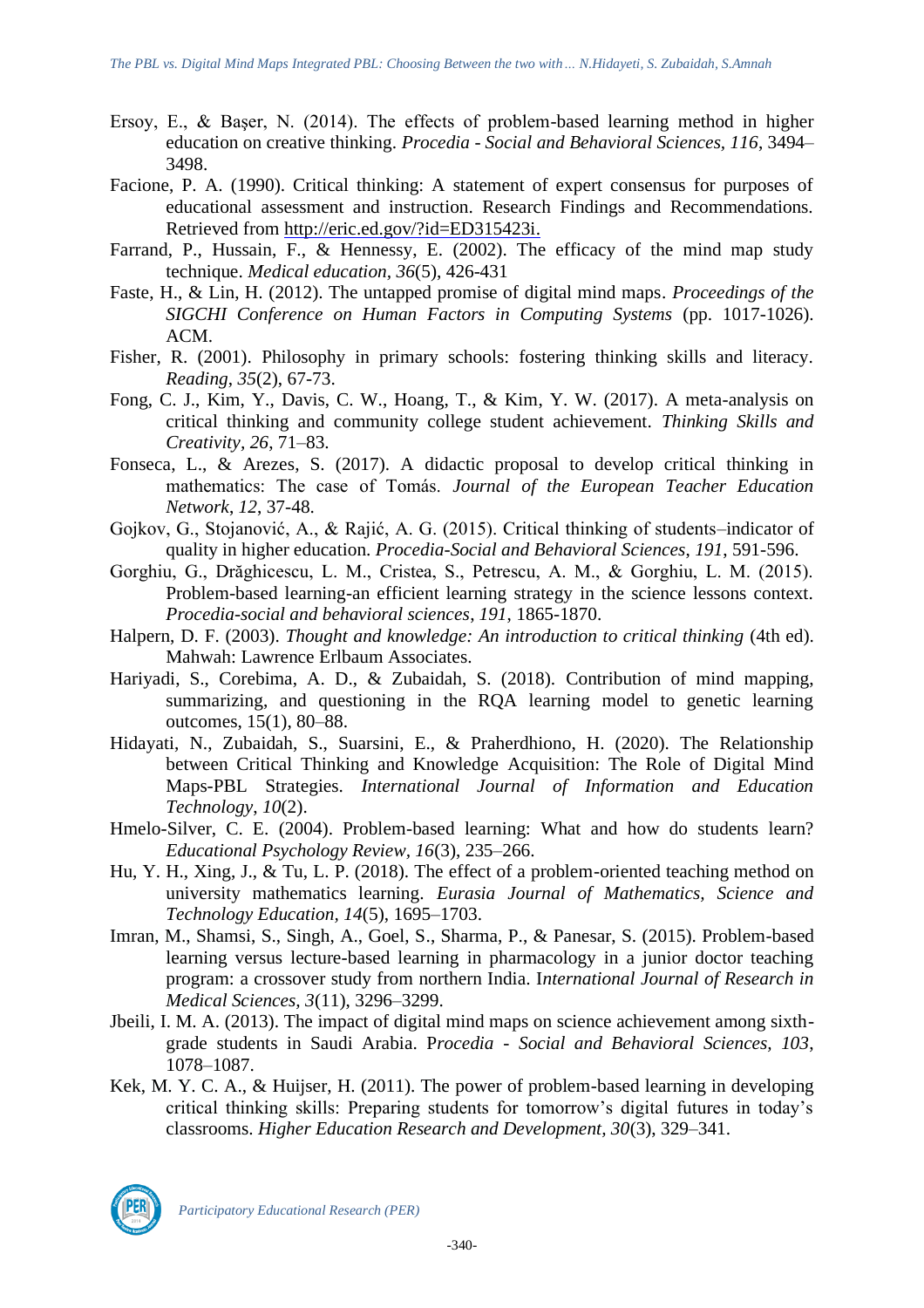Ersoy, E., & Başer, N. (2014). The effects of problem-based learning method in higher education on creative thinking. *Procedia - Social and Behavioral Sciences, 116*, 3494–3498.

Facione, P. A. (1990). Critical thinking: A statement of expert consensus for purposes of educational assessment and instruction. Research Findings and Recommendations. Retrieved from http://eric.ed.gov/?id=ED315423i.

Farrand, P., Hussain, F., & Hennessy, E. (2002). The efficacy of the mind map study technique. *Medical education, 36*(5), 426-431

Faste, H., & Lin, H. (2012). The untapped promise of digital mind maps. *Proceedings of the SIGCHI Conference on Human Factors in Computing Systems* (pp. 1017-1026). ACM.

Fisher, R. (2001). Philosophy in primary schools: fostering thinking skills and literacy. *Reading, 35*(2), 67-73.

Fong, C. J., Kim, Y., Davis, C. W., Hoang, T., & Kim, Y. W. (2017). A meta-analysis on critical thinking and community college student achievement. *Thinking Skills and Creativity, 26*, 71–83.

Fonseca, L., & Arezes, S. (2017). A didactic proposal to develop critical thinking in mathematics: The case of Tomás. *Journal of the European Teacher Education Network, 12*, 37-48.

Gojkov, G., Stojanović, A., & Rajić, A. G. (2015). Critical thinking of students–indicator of quality in higher education. *Procedia-Social and Behavioral Sciences, 191*, 591-596.

Gorghiu, G., Drăghicescu, L. M., Cristea, S., Petrescu, A. M., & Gorghiu, L. M. (2015). Problem-based learning-an efficient learning strategy in the science lessons context. *Procedia-social and behavioral sciences, 191*, 1865-1870.

Halpern, D. F. (2003). *Thought and knowledge: An introduction to critical thinking* (4th ed). Mahwah: Lawrence Erlbaum Associates.

Hariyadi, S., Corebima, A. D., & Zubaidah, S. (2018). Contribution of mind mapping, summarizing, and questioning in the RQA learning model to genetic learning outcomes, 15(1), 80–88.

Hidayati, N., Zubaidah, S., Suarsini, E., & Praherdhiono, H. (2020). The Relationship between Critical Thinking and Knowledge Acquisition: The Role of Digital Mind Maps-PBL Strategies. *International Journal of Information and Education Technology, 10*(2).

Hmelo-Silver, C. E. (2004). Problem-based learning: What and how do students learn? *Educational Psychology Review, 16*(3), 235–266.

Hu, Y. H., Xing, J., & Tu, L. P. (2018). The effect of a problem-oriented teaching method on university mathematics learning. *Eurasia Journal of Mathematics, Science and Technology Education, 14*(5), 1695–1703.

Imran, M., Shamsi, S., Singh, A., Goel, S., Sharma, P., & Panesar, S. (2015). Problem-based learning versus lecture-based learning in pharmacology in a junior doctor teaching program: a crossover study from northern India. I*nternational Journal of Research in Medical Sciences, 3*(11), 3296–3299.

Jbeili, I. M. A. (2013). The impact of digital mind maps on science achievement among sixth-grade students in Saudi Arabia. P*rocedia - Social and Behavioral Sciences, 103*, 1078–1087.

Kek, M. Y. C. A., & Huijser, H. (2011). The power of problem-based learning in developing critical thinking skills: Preparing students for tomorrow's digital futures in today's classrooms. *Higher Education Research and Development, 30*(3), 329–341.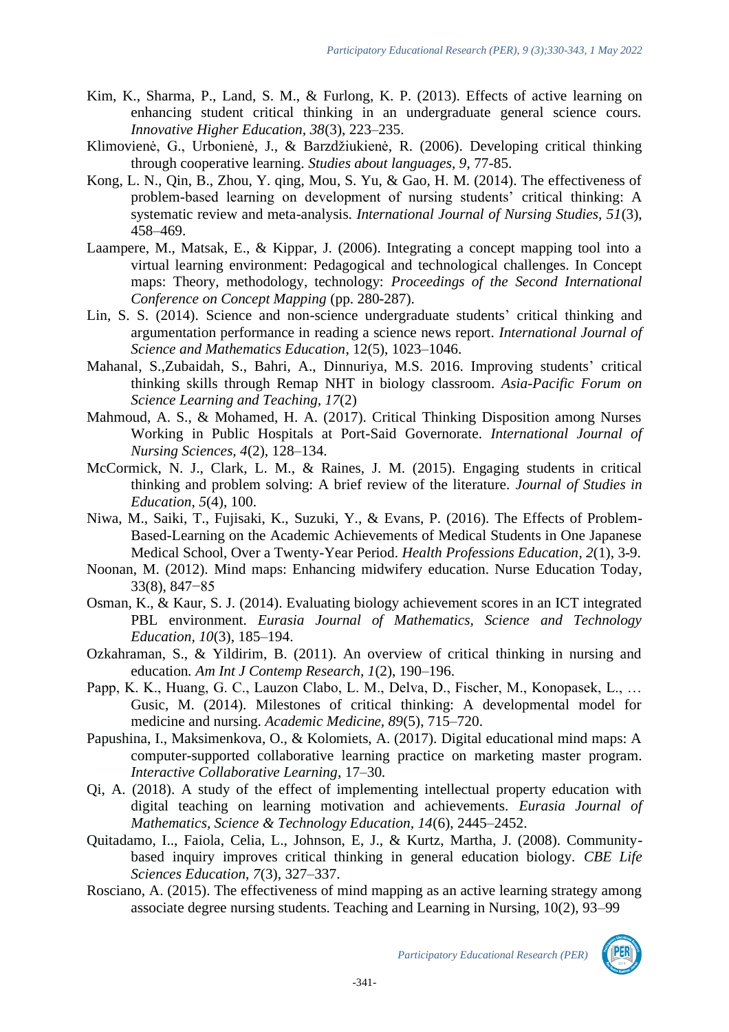Kim, K., Sharma, P., Land, S. M., & Furlong, K. P. (2013). Effects of active learning on enhancing student critical thinking in an undergraduate general science cours. *Innovative Higher Education, 38*(3), 223–235.

Klimovienė, G., Urbonienė, J., & Barzdžiukienė, R. (2006). Developing critical thinking through cooperative learning. *Studies about languages, 9*, 77-85.

Kong, L. N., Qin, B., Zhou, Y. qing, Mou, S. Yu, & Gao, H. M. (2014). The effectiveness of problem-based learning on development of nursing students' critical thinking: A systematic review and meta-analysis. *International Journal of Nursing Studies, 51*(3), 458–469.

Laampere, M., Matsak, E., & Kippar, J. (2006). Integrating a concept mapping tool into a virtual learning environment: Pedagogical and technological challenges. In Concept maps: Theory, methodology, technology: *Proceedings of the Second International Conference on Concept Mapping* (pp. 280-287).

Lin, S. S. (2014). Science and non-science undergraduate students' critical thinking and argumentation performance in reading a science news report. *International Journal of Science and Mathematics Education*, 12(5), 1023–1046.

Mahanal, S.,Zubaidah, S., Bahri, A., Dinnuriya, M.S. 2016. Improving students' critical thinking skills through Remap NHT in biology classroom. *Asia-Pacific Forum on Science Learning and Teaching, 17*(2)

Mahmoud, A. S., & Mohamed, H. A. (2017). Critical Thinking Disposition among Nurses Working in Public Hospitals at Port-Said Governorate. *International Journal of Nursing Sciences, 4*(2), 128–134.

McCormick, N. J., Clark, L. M., & Raines, J. M. (2015). Engaging students in critical thinking and problem solving: A brief review of the literature. *Journal of Studies in Education, 5*(4), 100.

Niwa, M., Saiki, T., Fujisaki, K., Suzuki, Y., & Evans, P. (2016). The Effects of Problem-Based-Learning on the Academic Achievements of Medical Students in One Japanese Medical School, Over a Twenty-Year Period. *Health Professions Education, 2*(1), 3-9.

Noonan, M. (2012). Mind maps: Enhancing midwifery education. Nurse Education Today, 33(8), 847−85

Osman, K., & Kaur, S. J. (2014). Evaluating biology achievement scores in an ICT integrated PBL environment. *Eurasia Journal of Mathematics, Science and Technology Education, 10*(3), 185–194.

Ozkahraman, S., & Yildirim, B. (2011). An overview of critical thinking in nursing and education. *Am Int J Contemp Research, 1*(2), 190–196.

Papp, K. K., Huang, G. C., Lauzon Clabo, L. M., Delva, D., Fischer, M., Konopasek, L., … Gusic, M. (2014). Milestones of critical thinking: A developmental model for medicine and nursing. *Academic Medicine, 89*(5), 715–720.

Papushina, I., Maksimenkova, O., & Kolomiets, A. (2017). Digital educational mind maps: A computer-supported collaborative learning practice on marketing master program. *Interactive Collaborative Learning*, 17–30.

Qi, A. (2018). A study of the effect of implementing intellectual property education with digital teaching on learning motivation and achievements. *Eurasia Journal of Mathematics, Science & Technology Education, 14*(6), 2445–2452.

Quitadamo, I.., Faiola, Celia, L., Johnson, E, J., & Kurtz, Martha, J. (2008). Community-based inquiry improves critical thinking in general education biology. *CBE Life Sciences Education, 7*(3), 327–337.

Rosciano, A. (2015). The effectiveness of mind mapping as an active learning strategy among associate degree nursing students. Teaching and Learning in Nursing, 10(2), 93–99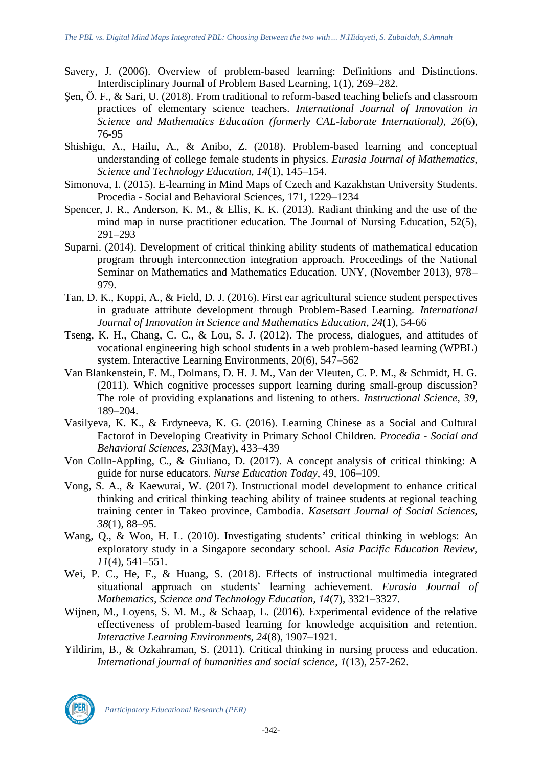Savery, J. (2006). Overview of problem-based learning: Definitions and Distinctions. Interdisciplinary Journal of Problem Based Learning, 1(1), 269–282.

Şen, Ö. F., & Sari, U. (2018). From traditional to reform-based teaching beliefs and classroom practices of elementary science teachers. *International Journal of Innovation in Science and Mathematics Education (formerly CAL-laborate International)*, *26*(6), 76-95

Shishigu, A., Hailu, A., & Anibo, Z. (2018). Problem-based learning and conceptual understanding of college female students in physics. *Eurasia Journal of Mathematics, Science and Technology Education, 14*(1), 145–154.

Simonova, I. (2015). E-learning in Mind Maps of Czech and Kazakhstan University Students. Procedia - Social and Behavioral Sciences, 171, 1229–1234

Spencer, J. R., Anderson, K. M., & Ellis, K. K. (2013). Radiant thinking and the use of the mind map in nurse practitioner education. The Journal of Nursing Education, 52(5), 291–293

Suparni. (2014). Development of critical thinking ability students of mathematical education program through interconnection integration approach. Proceedings of the National Seminar on Mathematics and Mathematics Education. UNY, (November 2013), 978–979.

Tan, D. K., Koppi, A., & Field, D. J. (2016). First ear agricultural science student perspectives in graduate attribute development through Problem-Based Learning. *International Journal of Innovation in Science and Mathematics Education*, *24*(1), 54-66

Tseng, K. H., Chang, C. C., & Lou, S. J. (2012). The process, dialogues, and attitudes of vocational engineering high school students in a web problem-based learning (WPBL) system. Interactive Learning Environments, 20(6), 547–562

Van Blankenstein, F. M., Dolmans, D. H. J. M., Van der Vleuten, C. P. M., & Schmidt, H. G. (2011). Which cognitive processes support learning during small-group discussion? The role of providing explanations and listening to others. *Instructional Science, 39*, 189–204.

Vasilyeva, K. K., & Erdyneeva, K. G. (2016). Learning Chinese as a Social and Cultural Factorof in Developing Creativity in Primary School Children. *Procedia - Social and Behavioral Sciences, 233*(May), 433–439

Von Colln-Appling, C., & Giuliano, D. (2017). A concept analysis of critical thinking: A guide for nurse educators. *Nurse Education Today*, 49, 106–109.

Vong, S. A., & Kaewurai, W. (2017). Instructional model development to enhance critical thinking and critical thinking teaching ability of trainee students at regional teaching training center in Takeo province, Cambodia. *Kasetsart Journal of Social Sciences, 38*(1), 88–95.

Wang, Q., & Woo, H. L. (2010). Investigating students' critical thinking in weblogs: An exploratory study in a Singapore secondary school. *Asia Pacific Education Review, 11*(4), 541–551.

Wei, P. C., He, F., & Huang, S. (2018). Effects of instructional multimedia integrated situational approach on students' learning achievement. *Eurasia Journal of Mathematics, Science and Technology Education, 14*(7), 3321–3327.

Wijnen, M., Loyens, S. M. M., & Schaap, L. (2016). Experimental evidence of the relative effectiveness of problem-based learning for knowledge acquisition and retention. *Interactive Learning Environments, 24*(8), 1907–1921.

Yildirim, B., & Ozkahraman, S. (2011). Critical thinking in nursing process and education. *International journal of humanities and social science*, *1*(13), 257-262.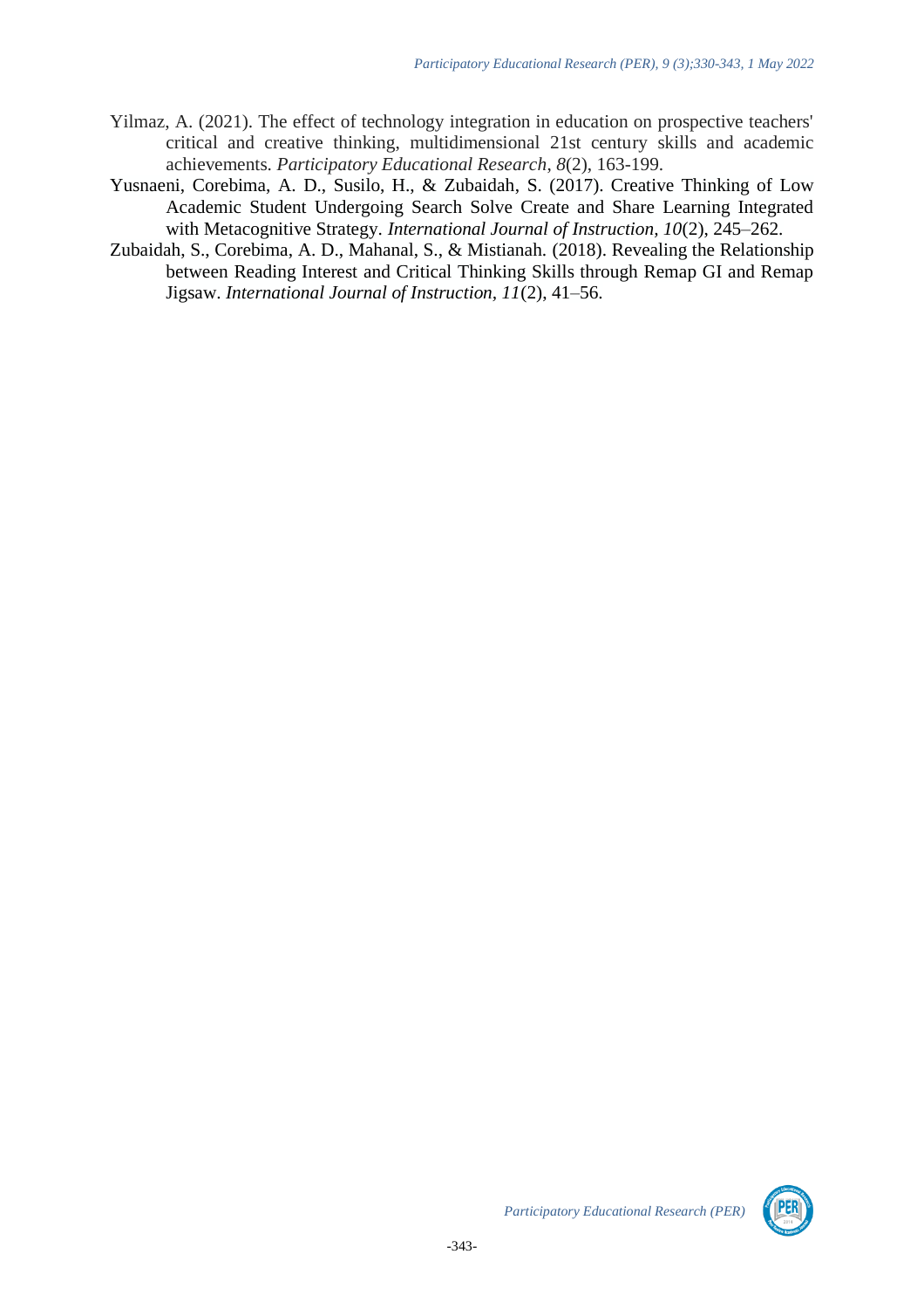Yilmaz, A. (2021). The effect of technology integration in education on prospective teachers' critical and creative thinking, multidimensional 21st century skills and academic achievements. *Participatory Educational Research*, *8*(2), 163-199.

Yusnaeni, Corebima, A. D., Susilo, H., & Zubaidah, S. (2017). Creative Thinking of Low Academic Student Undergoing Search Solve Create and Share Learning Integrated with Metacognitive Strategy. *International Journal of Instruction*, *10*(2), 245–262.

Zubaidah, S., Corebima, A. D., Mahanal, S., & Mistianah. (2018). Revealing the Relationship between Reading Interest and Critical Thinking Skills through Remap GI and Remap Jigsaw. *International Journal of Instruction*, *11*(2), 41–56.